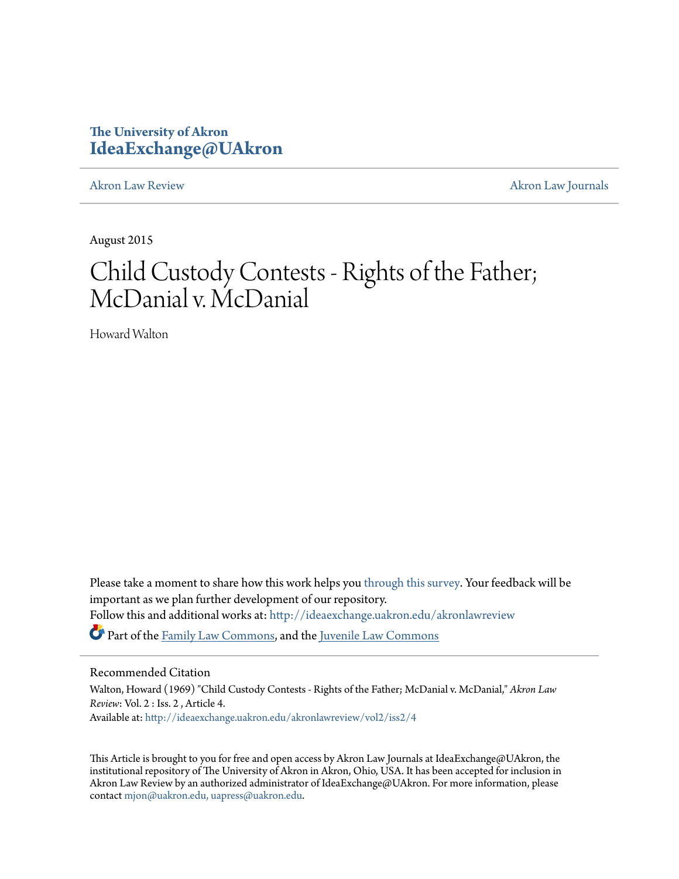The University of Akron
**IdeaExchange@UAkron**

Akron Law Review | Akron Law Journals

August 2015

# Child Custody Contests - Rights of the Father; McDanial v. McDanial

Howard Walton

Please take a moment to share how this work helps you through this survey. Your feedback will be important as we plan further development of our repository.

Follow this and additional works at: http://ideaexchange.uakron.edu/akronlawreview

Part of the Family Law Commons, and the Juvenile Law Commons

## Recommended Citation

Walton, Howard (1969) "Child Custody Contests - Rights of the Father; McDanial v. McDanial," *Akron Law Review*: Vol. 2 : Iss. 2 , Article 4.
Available at: http://ideaexchange.uakron.edu/akronlawreview/vol2/iss2/4

This Article is brought to you for free and open access by Akron Law Journals at IdeaExchange@UAkron, the institutional repository of The University of Akron in Akron, Ohio, USA. It has been accepted for inclusion in Akron Law Review by an authorized administrator of IdeaExchange@UAkron. For more information, please contact mjon@uakron.edu, uapress@uakron.edu.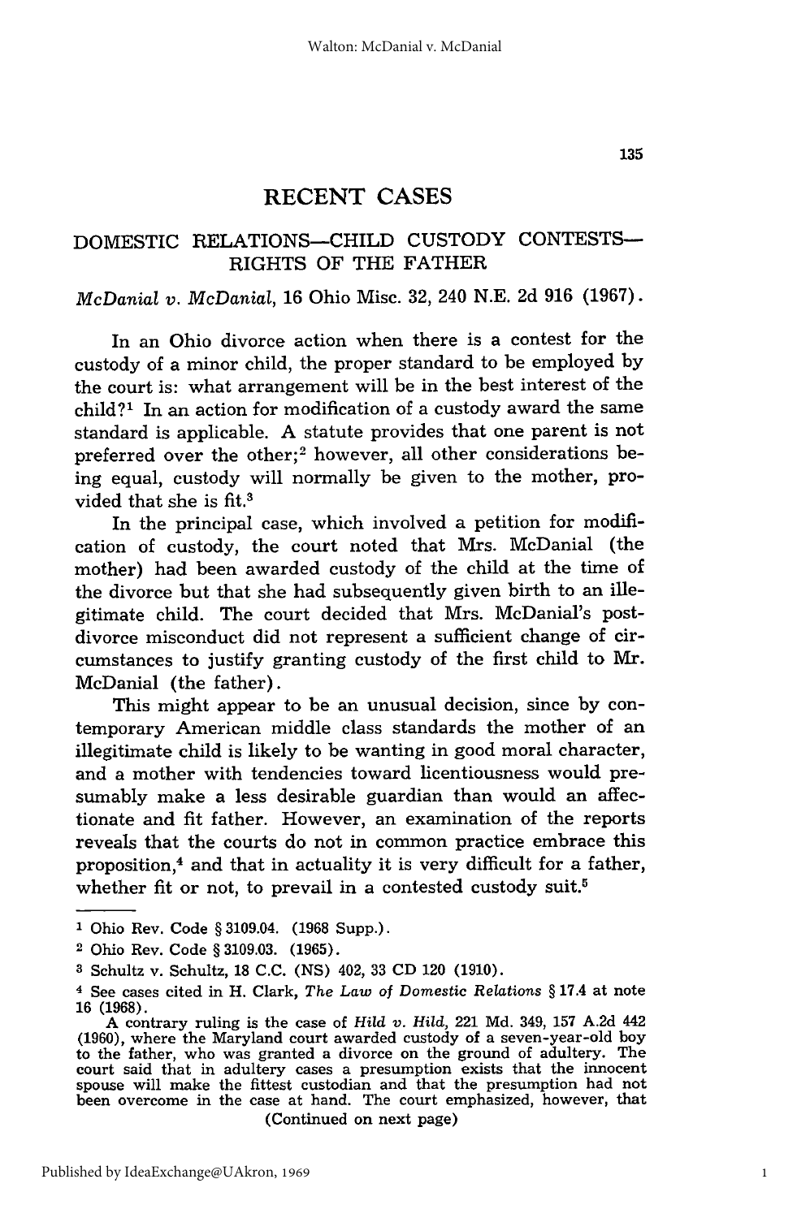# RECENT CASES

## DOMESTIC RELATIONS—CHILD CUSTODY CONTESTS—RIGHTS OF THE FATHER

*McDanial v. McDanial*, 16 Ohio Misc. 32, 240 N.E. 2d 916 (1967).

In an Ohio divorce action when there is a contest for the custody of a minor child, the proper standard to be employed by the court is: what arrangement will be in the best interest of the child?[1] In an action for modification of a custody award the same standard is applicable. A statute provides that one parent is not preferred over the other;[2] however, all other considerations being equal, custody will normally be given to the mother, provided that she is fit.[3]

In the principal case, which involved a petition for modification of custody, the court noted that Mrs. McDanial (the mother) had been awarded custody of the child at the time of the divorce but that she had subsequently given birth to an illegitimate child. The court decided that Mrs. McDanial's post-divorce misconduct did not represent a sufficient change of circumstances to justify granting custody of the first child to Mr. McDanial (the father).

This might appear to be an unusual decision, since by contemporary American middle class standards the mother of an illegitimate child is likely to be wanting in good moral character, and a mother with tendencies toward licentiousness would presumably make a less desirable guardian than would an affectionate and fit father. However, an examination of the reports reveals that the courts do not in common practice embrace this proposition,[4] and that in actuality it is very difficult for a father, whether fit or not, to prevail in a contested custody suit.[5]

---

[1] Ohio Rev. Code § 3109.04. (1968 Supp.).

[2] Ohio Rev. Code § 3109.03. (1965).

[3] Schultz v. Schultz, 18 C.C. (NS) 402, 33 CD 120 (1910).

[4] See cases cited in H. Clark, *The Law of Domestic Relations* § 17.4 at note 16 (1968).

A contrary ruling is the case of *Hild v. Hild*, 221 Md. 349, 157 A.2d 442 (1960), where the Maryland court awarded custody of a seven-year-old boy to the father, who was granted a divorce on the ground of adultery. The court said that in adultery cases a presumption exists that the innocent spouse will make the fittest custodian and that the presumption had not been overcome in the case at hand. The court emphasized, however, that

(Continued on next page)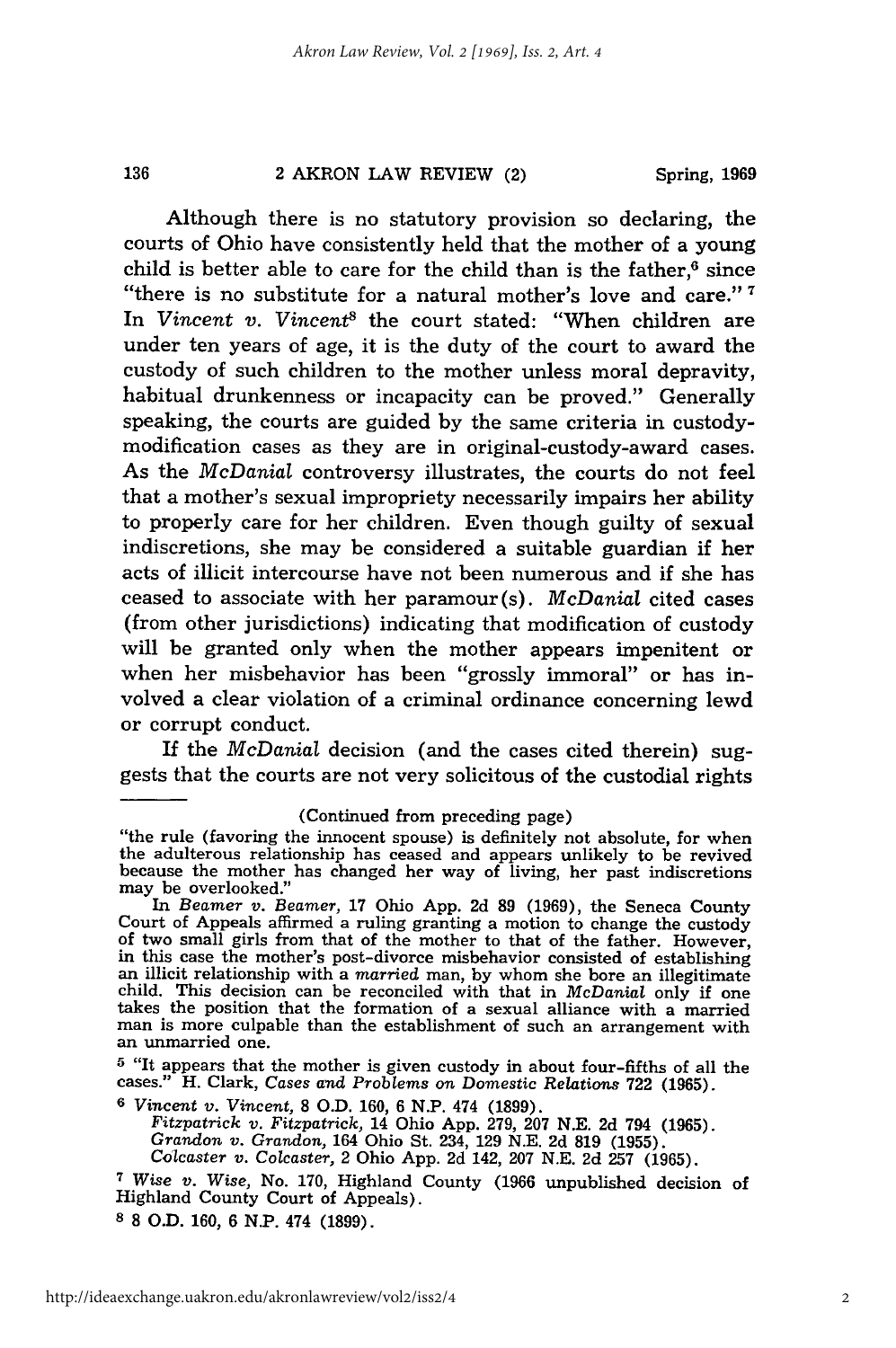Although there is no statutory provision so declaring, the courts of Ohio have consistently held that the mother of a young child is better able to care for the child than is the father,[6] since "there is no substitute for a natural mother's love and care."[7] In *Vincent v. Vincent*[8] the court stated: "When children are under ten years of age, it is the duty of the court to award the custody of such children to the mother unless moral depravity, habitual drunkenness or incapacity can be proved." Generally speaking, the courts are guided by the same criteria in custody-modification cases as they are in original-custody-award cases. As the *McDanial* controversy illustrates, the courts do not feel that a mother's sexual impropriety necessarily impairs her ability to properly care for her children. Even though guilty of sexual indiscretions, she may be considered a suitable guardian if her acts of illicit intercourse have not been numerous and if she has ceased to associate with her paramour(s). *McDanial* cited cases (from other jurisdictions) indicating that modification of custody will be granted only when the mother appears impenitent or when her misbehavior has been "grossly immoral" or has involved a clear violation of a criminal ordinance concerning lewd or corrupt conduct.

If the *McDanial* decision (and the cases cited therein) suggests that the courts are not very solicitous of the custodial rights

---

(Continued from preceding page)

"the rule (favoring the innocent spouse) is definitely not absolute, for when the adulterous relationship has ceased and appears unlikely to be revived because the mother has changed her way of living, her past indiscretions may be overlooked."

In *Beamer v. Beamer*, 17 Ohio App. 2d 89 (1969), the Seneca County Court of Appeals affirmed a ruling granting a motion to change the custody of two small girls from that of the mother to that of the father. However, in this case the mother's post-divorce misbehavior consisted of establishing an illicit relationship with a *married* man, by whom she bore an illegitimate child. This decision can be reconciled with that in *McDanial* only if one takes the position that the formation of a sexual alliance with a married man is more culpable than the establishment of such an arrangement with an unmarried one.

[5] "It appears that the mother is given custody in about four-fifths of all the cases." H. Clark, *Cases and Problems on Domestic Relations* 722 (1965).

[6] *Vincent v. Vincent*, 8 O.D. 160, 6 N.P. 474 (1899).
*Fitzpatrick v. Fitzpatrick*, 14 Ohio App. 279, 207 N.E. 2d 794 (1965).
*Grandon v. Grandon*, 164 Ohio St. 234, 129 N.E. 2d 819 (1955).
*Colcaster v. Colcaster*, 2 Ohio App. 2d 142, 207 N.E. 2d 257 (1965).

[7] *Wise v. Wise*, No. 170, Highland County (1966 unpublished decision of Highland County Court of Appeals).

[8] 8 O.D. 160, 6 N.P. 474 (1899).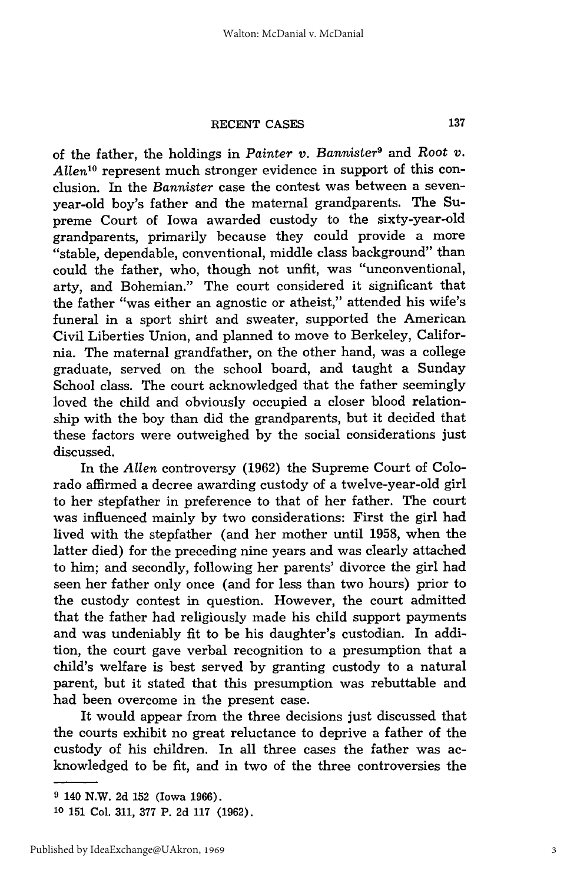of the father, the holdings in *Painter v. Bannister*[9] and *Root v. Allen*[10] represent much stronger evidence in support of this conclusion. In the *Bannister* case the contest was between a seven-year-old boy's father and the maternal grandparents. The Supreme Court of Iowa awarded custody to the sixty-year-old grandparents, primarily because they could provide a more "stable, dependable, conventional, middle class background" than could the father, who, though not unfit, was "unconventional, arty, and Bohemian." The court considered it significant that the father "was either an agnostic or atheist," attended his wife's funeral in a sport shirt and sweater, supported the American Civil Liberties Union, and planned to move to Berkeley, California. The maternal grandfather, on the other hand, was a college graduate, served on the school board, and taught a Sunday School class. The court acknowledged that the father seemingly loved the child and obviously occupied a closer blood relationship with the boy than did the grandparents, but it decided that these factors were outweighed by the social considerations just discussed.

In the *Allen* controversy (1962) the Supreme Court of Colorado affirmed a decree awarding custody of a twelve-year-old girl to her stepfather in preference to that of her father. The court was influenced mainly by two considerations: First the girl had lived with the stepfather (and her mother until 1958, when the latter died) for the preceding nine years and was clearly attached to him; and secondly, following her parents' divorce the girl had seen her father only once (and for less than two hours) prior to the custody contest in question. However, the court admitted that the father had religiously made his child support payments and was undeniably fit to be his daughter's custodian. In addition, the court gave verbal recognition to a presumption that a child's welfare is best served by granting custody to a natural parent, but it stated that this presumption was rebuttable and had been overcome in the present case.

It would appear from the three decisions just discussed that the courts exhibit no great reluctance to deprive a father of the custody of his children. In all three cases the father was acknowledged to be fit, and in two of the three controversies the

---

[9] 140 N.W. 2d 152 (Iowa 1966).

[10] 151 Col. 311, 377 P. 2d 117 (1962).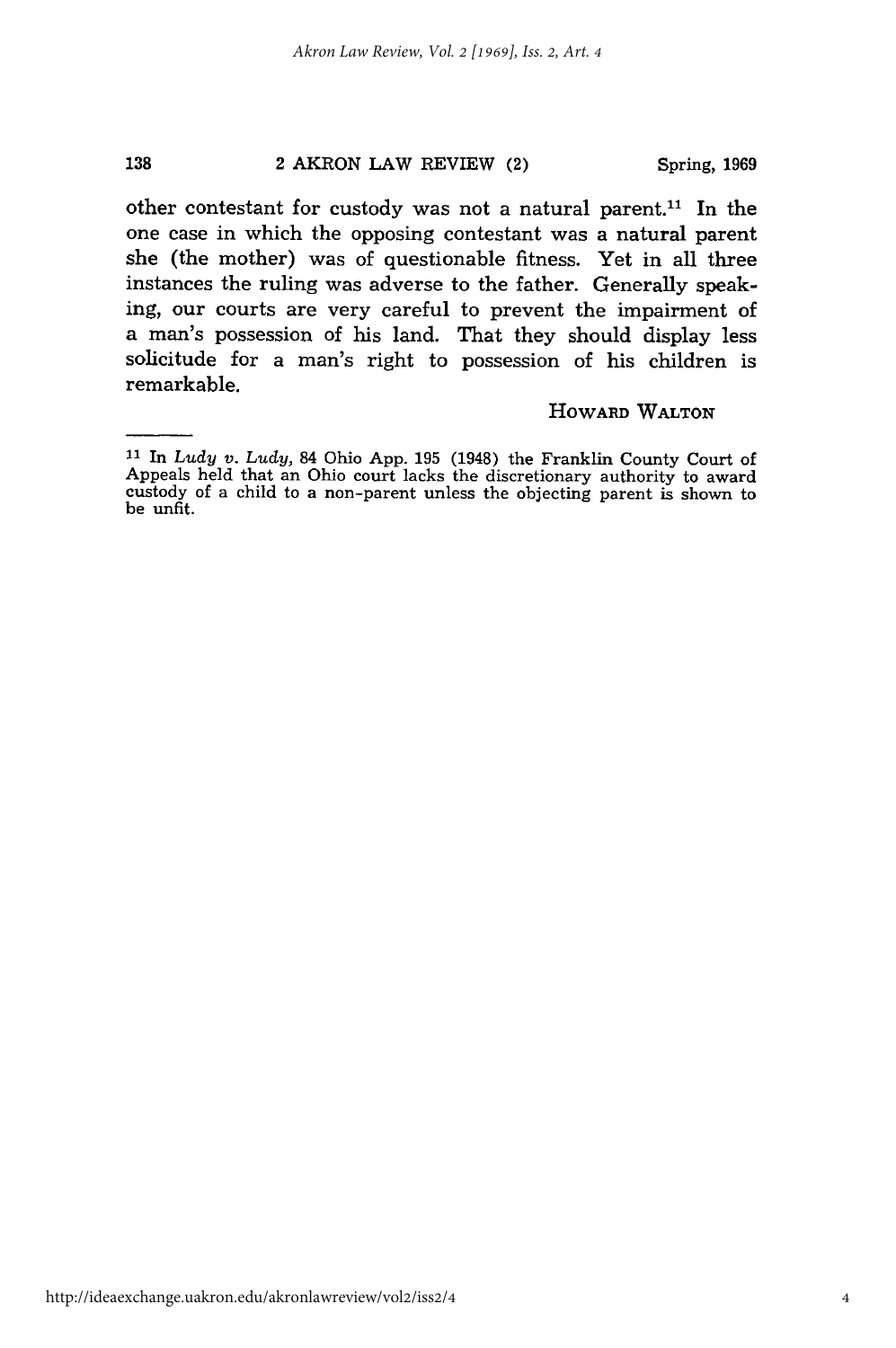other contestant for custody was not a natural parent.[11] In the one case in which the opposing contestant was a natural parent she (the mother) was of questionable fitness. Yet in all three instances the ruling was adverse to the father. Generally speaking, our courts are very careful to prevent the impairment of a man's possession of his land. That they should display less solicitude for a man's right to possession of his children is remarkable.

HOWARD WALTON

---

[11] In *Ludy v. Ludy*, 84 Ohio App. 195 (1948) the Franklin County Court of Appeals held that an Ohio court lacks the discretionary authority to award custody of a child to a non-parent unless the objecting parent is shown to be unfit.